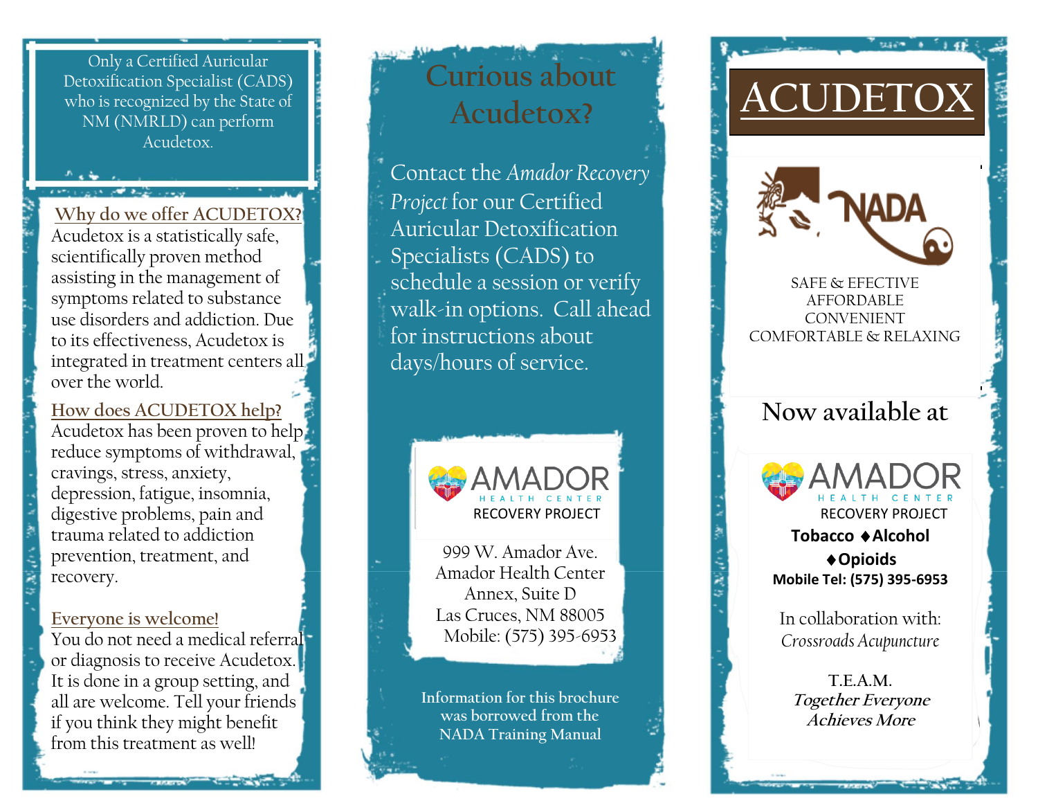Only a Certified Auricular Detoxification Specialist (CADS) who is recognized by the State of NM (NMRLD) can perform Acudetox.

## Why do we offer ACUDETOX?

Acudetox is a statistically safe, scientifically proven method assisting in the management of symptoms related to substance use disorders and addiction. Due to its effectiveness, Acudetox is integrated in treatment centers all over the world.

## How does ACUDETOX help?

Acudetox has been proven to help reduce symptoms of withdrawal, cravings, stress, anxiety, depression, fatigue, insomnia, digestive problems, pain and trauma related to addiction prevention, treatment, and recovery.

## Everyone is welcome!

You do not need a medical referral or diagnosis to receive Acudetox. It is done in a group setting, and all are welcome. Tell your friends if you think they might benefit from this treatment as well!

# Curious about Acudetox?

Contact the *Amador Recovery Project* for our Certified Auricular Detoxification Specialists (CADS) to schedule a session or verify walk-in options. Call ahead for instructions about days/hours of service.

AMADOR HEALTH CENTER
RECOVERY PROJECT

999 W. Amador Ave.
Amador Health Center
Annex, Suite D
Las Cruces, NM 88005
Mobile: (575) 395-6953

Information for this brochure was borrowed from the NADA Training Manual

# ACUDETOX

NADA

SAFE & EFFECTIVE
AFFORDABLE
CONVENIENT
COMFORTABLE & RELAXING

## Now available at

AMADOR HEALTH CENTER
RECOVERY PROJECT

**Tobacco ♦Alcohol ♦Opioids**

**Mobile Tel: (575) 395-6953**

In collaboration with:
*Crossroads Acupuncture*

T.E.A.M.
*Together Everyone Achieves More*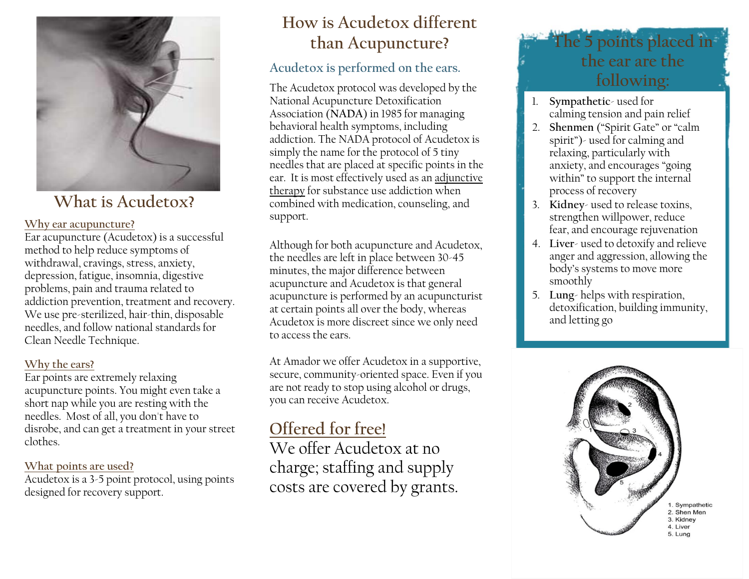## What is Acudetox?

### Why ear acupuncture?

Ear acupuncture (Acudetox) is a successful method to help reduce symptoms of withdrawal, cravings, stress, anxiety, depression, fatigue, insomnia, digestive problems, pain and trauma related to addiction prevention, treatment and recovery. We use pre-sterilized, hair-thin, disposable needles, and follow national standards for Clean Needle Technique.

### Why the ears?

Ear points are extremely relaxing acupuncture points. You might even take a short nap while you are resting with the needles. Most of all, you don't have to disrobe, and can get a treatment in your street clothes.

### What points are used?

Acudetox is a 3-5 point protocol, using points designed for recovery support.

## How is Acudetox different than Acupuncture?

### Acudetox is performed on the ears.

The Acudetox protocol was developed by the National Acupuncture Detoxification Association (**NADA**) in 1985 for managing behavioral health symptoms, including addiction. The NADA protocol of Acudetox is simply the name for the protocol of 5 tiny needles that are placed at specific points in the ear. It is most effectively used as an adjunctive therapy for substance use addiction when combined with medication, counseling, and support.

Although for both acupuncture and Acudetox, the needles are left in place between 30-45 minutes, the major difference between acupuncture and Acudetox is that general acupuncture is performed by an acupuncturist at certain points all over the body, whereas Acudetox is more discreet since we only need to access the ears.

At Amador we offer Acudetox in a supportive, secure, community-oriented space. Even if you are not ready to stop using alcohol or drugs, you can receive Acudetox.

## Offered for free!

We offer Acudetox at no charge; staffing and supply costs are covered by grants.

## The 5 points placed in the ear are the following:

1. **Sympathetic**- used for calming tension and pain relief
2. **Shenmen** ("Spirit Gate" or "calm spirit")- used for calming and relaxing, particularly with anxiety, and encourages "going within" to support the internal process of recovery
3. **Kidney**- used to release toxins, strengthen willpower, reduce fear, and encourage rejuvenation
4. **Liver**- used to detoxify and relieve anger and aggression, allowing the body's systems to move more smoothly
5. **Lung**- helps with respiration, detoxification, building immunity, and letting go

1. Sympathetic
2. Shen Men
3. Kidney
4. Liver
5. Lung